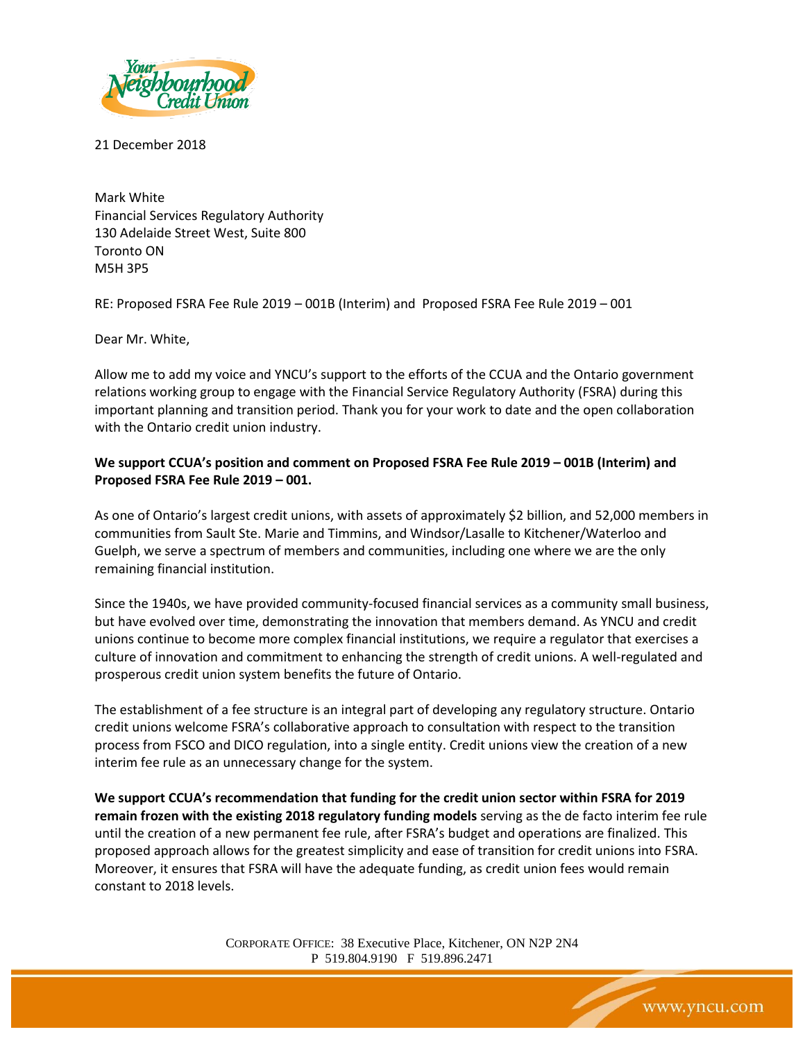21 December 2018

Mark White
Financial Services Regulatory Authority
130 Adelaide Street West, Suite 800
Toronto ON
M5H 3P5

RE: Proposed FSRA Fee Rule 2019 – 001B (Interim) and Proposed FSRA Fee Rule 2019 – 001

Dear Mr. White,

Allow me to add my voice and YNCU's support to the efforts of the CCUA and the Ontario government relations working group to engage with the Financial Service Regulatory Authority (FSRA) during this important planning and transition period. Thank you for your work to date and the open collaboration with the Ontario credit union industry.

**We support CCUA's position and comment on Proposed FSRA Fee Rule 2019 – 001B (Interim) and Proposed FSRA Fee Rule 2019 – 001.**

As one of Ontario's largest credit unions, with assets of approximately $2 billion, and 52,000 members in communities from Sault Ste. Marie and Timmins, and Windsor/Lasalle to Kitchener/Waterloo and Guelph, we serve a spectrum of members and communities, including one where we are the only remaining financial institution.

Since the 1940s, we have provided community-focused financial services as a community small business, but have evolved over time, demonstrating the innovation that members demand. As YNCU and credit unions continue to become more complex financial institutions, we require a regulator that exercises a culture of innovation and commitment to enhancing the strength of credit unions. A well-regulated and prosperous credit union system benefits the future of Ontario.

The establishment of a fee structure is an integral part of developing any regulatory structure. Ontario credit unions welcome FSRA's collaborative approach to consultation with respect to the transition process from FSCO and DICO regulation, into a single entity. Credit unions view the creation of a new interim fee rule as an unnecessary change for the system.

**We support CCUA's recommendation that funding for the credit union sector within FSRA for 2019 remain frozen with the existing 2018 regulatory funding models** serving as the de facto interim fee rule until the creation of a new permanent fee rule, after FSRA's budget and operations are finalized. This proposed approach allows for the greatest simplicity and ease of transition for credit unions into FSRA. Moreover, it ensures that FSRA will have the adequate funding, as credit union fees would remain constant to 2018 levels.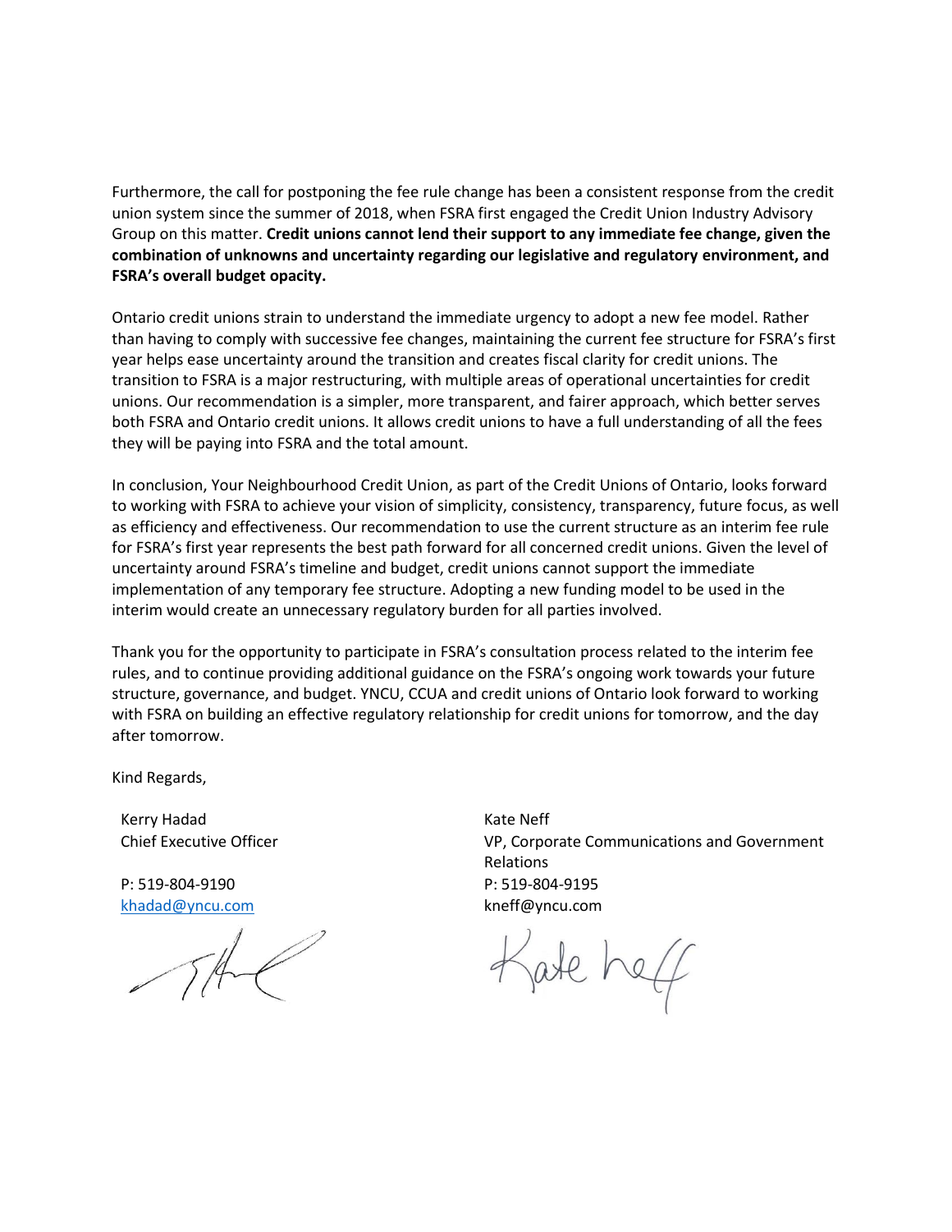Furthermore, the call for postponing the fee rule change has been a consistent response from the credit union system since the summer of 2018, when FSRA first engaged the Credit Union Industry Advisory Group on this matter. **Credit unions cannot lend their support to any immediate fee change, given the combination of unknowns and uncertainty regarding our legislative and regulatory environment, and FSRA's overall budget opacity.**

Ontario credit unions strain to understand the immediate urgency to adopt a new fee model. Rather than having to comply with successive fee changes, maintaining the current fee structure for FSRA's first year helps ease uncertainty around the transition and creates fiscal clarity for credit unions. The transition to FSRA is a major restructuring, with multiple areas of operational uncertainties for credit unions. Our recommendation is a simpler, more transparent, and fairer approach, which better serves both FSRA and Ontario credit unions. It allows credit unions to have a full understanding of all the fees they will be paying into FSRA and the total amount.

In conclusion, Your Neighbourhood Credit Union, as part of the Credit Unions of Ontario, looks forward to working with FSRA to achieve your vision of simplicity, consistency, transparency, future focus, as well as efficiency and effectiveness. Our recommendation to use the current structure as an interim fee rule for FSRA's first year represents the best path forward for all concerned credit unions. Given the level of uncertainty around FSRA's timeline and budget, credit unions cannot support the immediate implementation of any temporary fee structure. Adopting a new funding model to be used in the interim would create an unnecessary regulatory burden for all parties involved.

Thank you for the opportunity to participate in FSRA's consultation process related to the interim fee rules, and to continue providing additional guidance on the FSRA's ongoing work towards your future structure, governance, and budget. YNCU, CCUA and credit unions of Ontario look forward to working with FSRA on building an effective regulatory relationship for credit unions for tomorrow, and the day after tomorrow.

Kind Regards,

Kerry Hadad
Chief Executive Officer

P: 519-804-9190
khadad@yncu.com

Kate Neff
VP, Corporate Communications and Government Relations
P: 519-804-9195
kneff@yncu.com